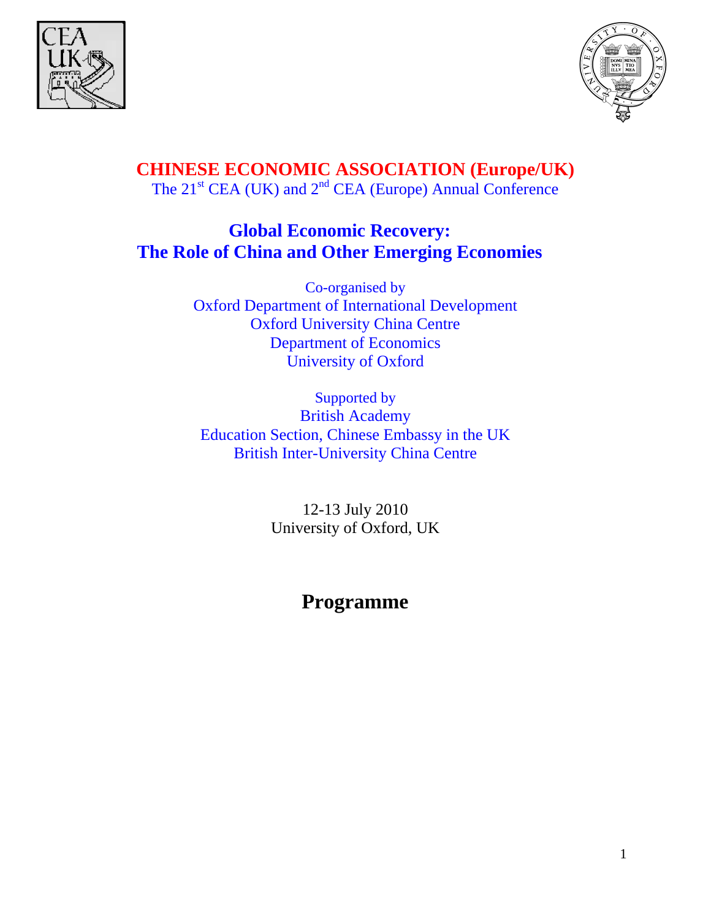# CHINESE ECONOMIC ASSOCIATION (Europe/UK)

The 21st CEA (UK) and 2nd CEA (Europe) Annual Conference

## Global Economic Recovery: The Role of China and Other Emerging Economies

Co-organised by
Oxford Department of International Development
Oxford University China Centre
Department of Economics
University of Oxford

Supported by
British Academy
Education Section, Chinese Embassy in the UK
British Inter-University China Centre

12-13 July 2010
University of Oxford, UK

# Programme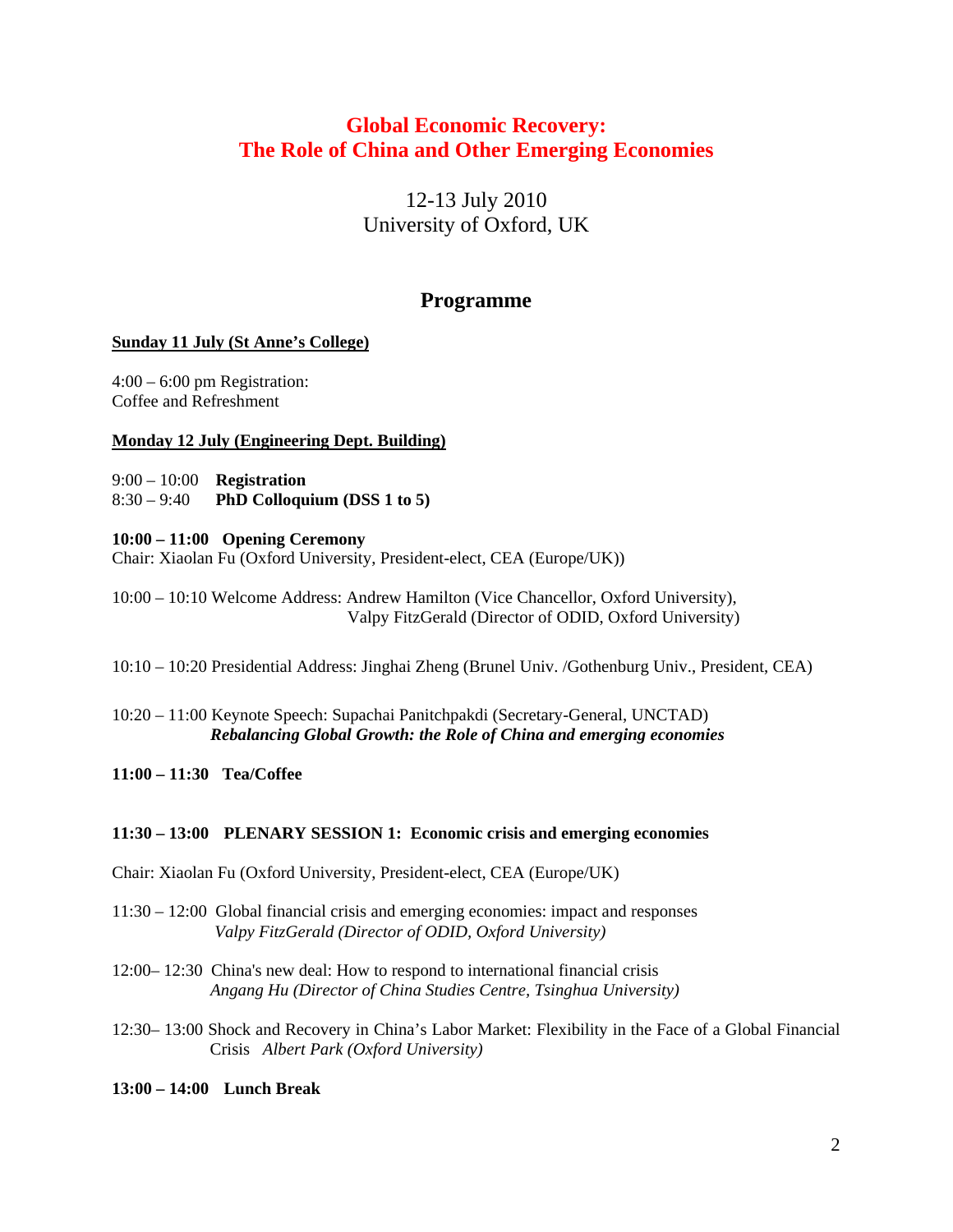# Global Economic Recovery: The Role of China and Other Emerging Economies

12-13 July 2010
University of Oxford, UK

## Programme

**Sunday 11 July (St Anne's College)**

4:00 – 6:00 pm Registration:
Coffee and Refreshment

**Monday 12 July (Engineering Dept. Building)**

9:00 – 10:00 **Registration**
8:30 – 9:40 **PhD Colloquium (DSS 1 to 5)**

**10:00 – 11:00 Opening Ceremony**
Chair: Xiaolan Fu (Oxford University, President-elect, CEA (Europe/UK))

10:00 – 10:10 Welcome Address: Andrew Hamilton (Vice Chancellor, Oxford University), Valpy FitzGerald (Director of ODID, Oxford University)

10:10 – 10:20 Presidential Address: Jinghai Zheng (Brunel Univ. /Gothenburg Univ., President, CEA)

10:20 – 11:00 Keynote Speech: Supachai Panitchpakdi (Secretary-General, UNCTAD)
***Rebalancing Global Growth: the Role of China and emerging economies***

**11:00 – 11:30 Tea/Coffee**

**11:30 – 13:00 PLENARY SESSION 1: Economic crisis and emerging economies**

Chair: Xiaolan Fu (Oxford University, President-elect, CEA (Europe/UK)

11:30 – 12:00 Global financial crisis and emerging economies: impact and responses
*Valpy FitzGerald (Director of ODID, Oxford University)*

12:00– 12:30 China's new deal: How to respond to international financial crisis
*Angang Hu (Director of China Studies Centre, Tsinghua University)*

12:30– 13:00 Shock and Recovery in China's Labor Market: Flexibility in the Face of a Global Financial Crisis *Albert Park (Oxford University)*

**13:00 – 14:00 Lunch Break**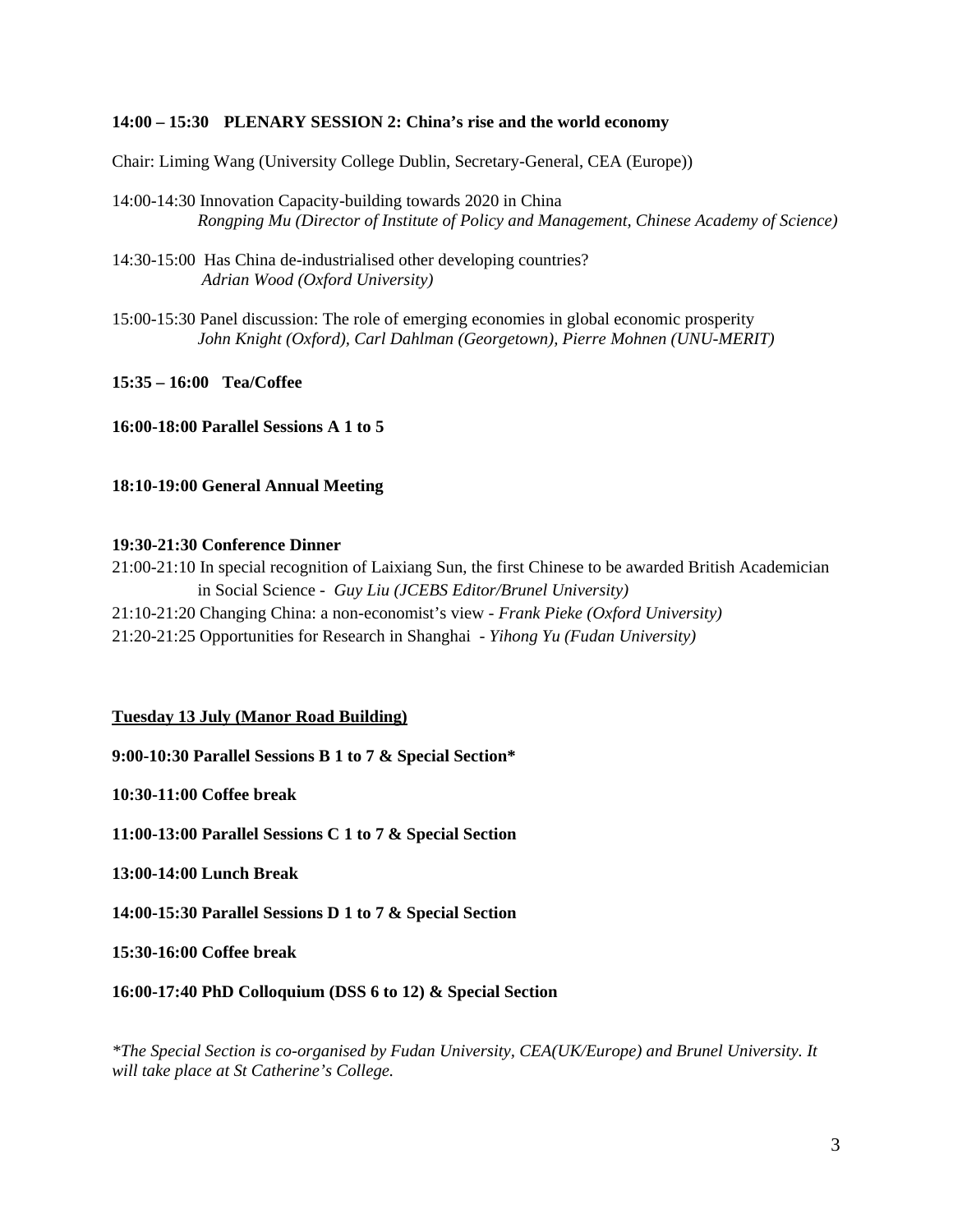**14:00 – 15:30   PLENARY SESSION 2: China's rise and the world economy**

Chair: Liming Wang (University College Dublin, Secretary-General, CEA (Europe))

14:00-14:30 Innovation Capacity-building towards 2020 in China
*Rongping Mu (Director of Institute of Policy and Management, Chinese Academy of Science)*

14:30-15:00 Has China de-industrialised other developing countries?
*Adrian Wood (Oxford University)*

15:00-15:30 Panel discussion: The role of emerging economies in global economic prosperity
*John Knight (Oxford), Carl Dahlman (Georgetown), Pierre Mohnen (UNU-MERIT)*

**15:35 – 16:00   Tea/Coffee**

**16:00-18:00 Parallel Sessions A 1 to 5**

**18:10-19:00 General Annual Meeting**

**19:30-21:30 Conference Dinner**

21:00-21:10 In special recognition of Laixiang Sun, the first Chinese to be awarded British Academician in Social Science - *Guy Liu (JCEBS Editor/Brunel University)*

21:10-21:20 Changing China: a non-economist's view - *Frank Pieke (Oxford University)*

21:20-21:25 Opportunities for Research in Shanghai - *Yihong Yu (Fudan University)*

**<u>Tuesday 13 July (Manor Road Building)</u>**

**9:00-10:30 Parallel Sessions B 1 to 7 & Special Section***

**10:30-11:00 Coffee break**

**11:00-13:00 Parallel Sessions C 1 to 7 & Special Section**

**13:00-14:00 Lunch Break**

**14:00-15:30 Parallel Sessions D 1 to 7 & Special Section**

**15:30-16:00 Coffee break**

**16:00-17:40 PhD Colloquium (DSS 6 to 12) & Special Section**

*\*The Special Section is co-organised by Fudan University, CEA(UK/Europe) and Brunel University. It will take place at St Catherine's College.*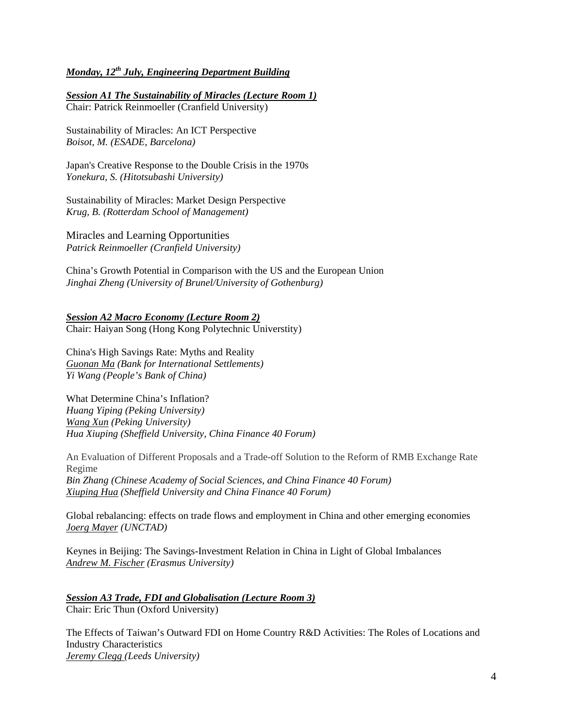***Monday, 12th July, Engineering Department Building***

***Session A1 The Sustainability of Miracles (Lecture Room 1)***
Chair: Patrick Reinmoeller (Cranfield University)

Sustainability of Miracles: An ICT Perspective
*Boisot, M. (ESADE, Barcelona)*

Japan's Creative Response to the Double Crisis in the 1970s
*Yonekura, S. (Hitotsubashi University)*

Sustainability of Miracles: Market Design Perspective
*Krug, B. (Rotterdam School of Management)*

Miracles and Learning Opportunities
*Patrick Reinmoeller (Cranfield University)*

China's Growth Potential in Comparison with the US and the European Union
*Jinghai Zheng (University of Brunel/University of Gothenburg)*

***Session A2 Macro Economy (Lecture Room 2)***
Chair: Haiyan Song (Hong Kong Polytechnic Universtity)

China's High Savings Rate: Myths and Reality
*Guonan Ma (Bank for International Settlements)*
*Yi Wang (People's Bank of China)*

What Determine China's Inflation?
*Huang Yiping (Peking University)*
*Wang Xun (Peking University)*
*Hua Xiuping (Sheffield University, China Finance 40 Forum)*

An Evaluation of Different Proposals and a Trade-off Solution to the Reform of RMB Exchange Rate Regime
*Bin Zhang (Chinese Academy of Social Sciences, and China Finance 40 Forum)*
*Xiuping Hua (Sheffield University and China Finance 40 Forum)*

Global rebalancing: effects on trade flows and employment in China and other emerging economies
*Joerg Mayer (UNCTAD)*

Keynes in Beijing: The Savings-Investment Relation in China in Light of Global Imbalances
*Andrew M. Fischer (Erasmus University)*

***Session A3 Trade, FDI and Globalisation (Lecture Room 3)***
Chair: Eric Thun (Oxford University)

The Effects of Taiwan's Outward FDI on Home Country R&D Activities: The Roles of Locations and Industry Characteristics
*Jeremy Clegg (Leeds University)*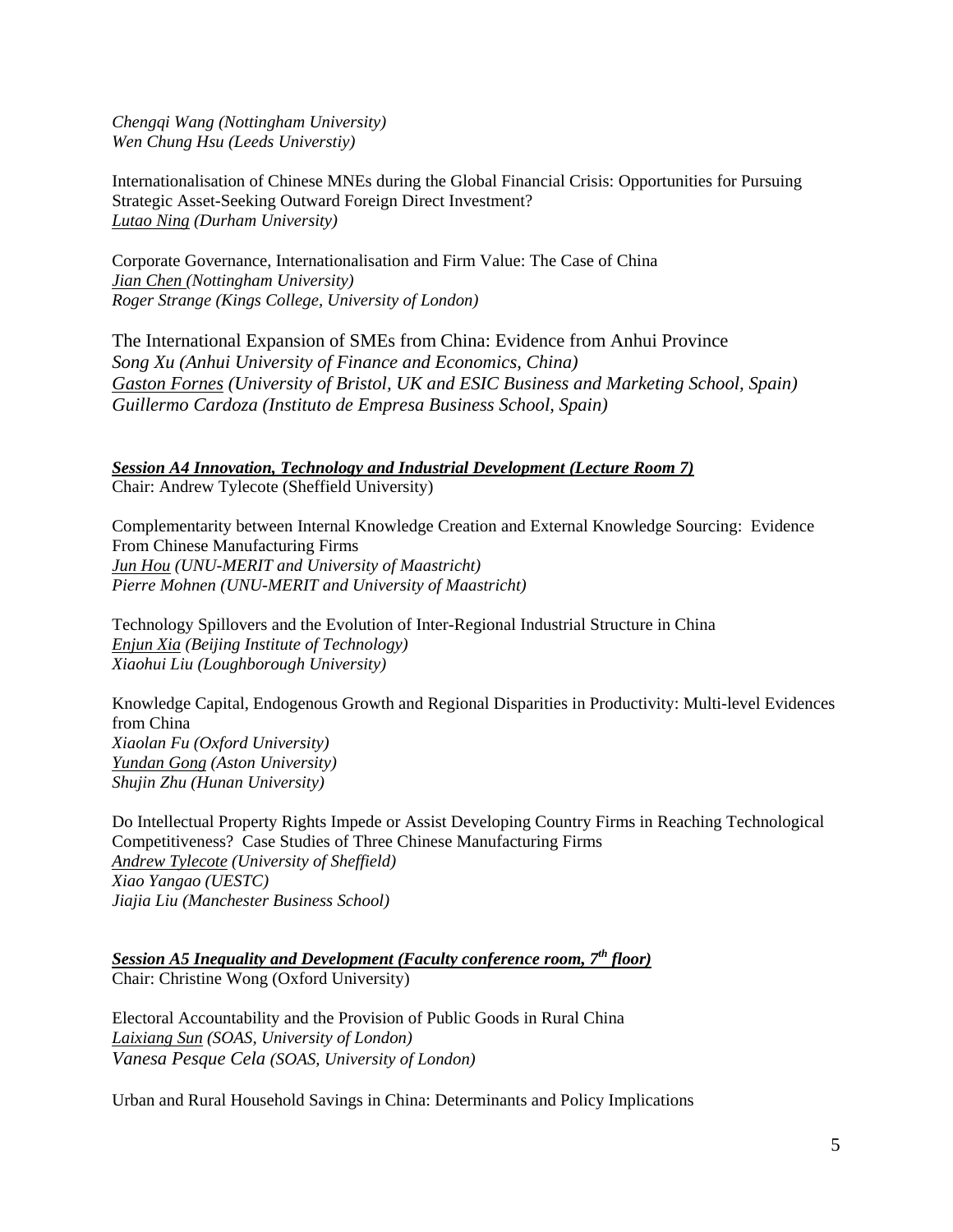*Chengqi Wang (Nottingham University)*
*Wen Chung Hsu (Leeds Universtiy)*

Internationalisation of Chinese MNEs during the Global Financial Crisis: Opportunities for Pursuing Strategic Asset-Seeking Outward Foreign Direct Investment?
*<u>Lutao Ning</u> (Durham University)*

Corporate Governance, Internationalisation and Firm Value: The Case of China
*<u>Jian Chen</u> (Nottingham University)*
*Roger Strange (Kings College, University of London)*

The International Expansion of SMEs from China: Evidence from Anhui Province
*Song Xu (Anhui University of Finance and Economics, China)*
*<u>Gaston Fornes</u> (University of Bristol, UK and ESIC Business and Marketing School, Spain)*
*Guillermo Cardoza (Instituto de Empresa Business School, Spain)*

***<u>Session A4 Innovation, Technology and Industrial Development (Lecture Room 7)</u>***
Chair: Andrew Tylecote (Sheffield University)

Complementarity between Internal Knowledge Creation and External Knowledge Sourcing: Evidence From Chinese Manufacturing Firms
*<u>Jun Hou</u> (UNU-MERIT and University of Maastricht)*
*Pierre Mohnen (UNU-MERIT and University of Maastricht)*

Technology Spillovers and the Evolution of Inter-Regional Industrial Structure in China
*<u>Enjun Xia</u> (Beijing Institute of Technology)*
*Xiaohui Liu (Loughborough University)*

Knowledge Capital, Endogenous Growth and Regional Disparities in Productivity: Multi-level Evidences from China
*Xiaolan Fu (Oxford University)*
*<u>Yundan Gong</u> (Aston University)*
*Shujin Zhu (Hunan University)*

Do Intellectual Property Rights Impede or Assist Developing Country Firms in Reaching Technological Competitiveness? Case Studies of Three Chinese Manufacturing Firms
*<u>Andrew Tylecote</u> (University of Sheffield)*
*Xiao Yangao (UESTC)*
*Jiajia Liu (Manchester Business School)*

***<u>Session A5 Inequality and Development (Faculty conference room, 7th floor)</u>***
Chair: Christine Wong (Oxford University)

Electoral Accountability and the Provision of Public Goods in Rural China
*<u>Laixiang Sun</u> (SOAS, University of London)*
*Vanesa Pesque Cela (SOAS, University of London)*

Urban and Rural Household Savings in China: Determinants and Policy Implications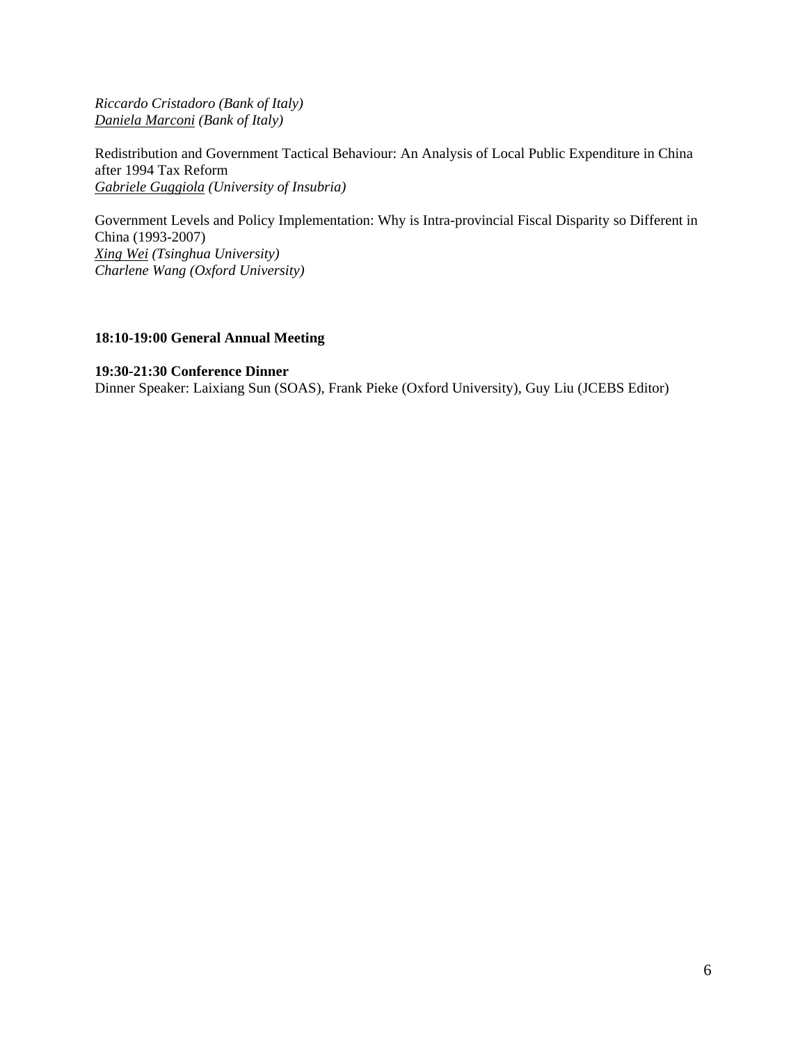*Riccardo Cristadoro (Bank of Italy)*
*<u>Daniela Marconi</u> (Bank of Italy)*

Redistribution and Government Tactical Behaviour: An Analysis of Local Public Expenditure in China after 1994 Tax Reform
*<u>Gabriele Guggiola</u> (University of Insubria)*

Government Levels and Policy Implementation: Why is Intra-provincial Fiscal Disparity so Different in China (1993-2007)
*<u>Xing Wei</u> (Tsinghua University)*
*Charlene Wang (Oxford University)*

**18:10-19:00 General Annual Meeting**

**19:30-21:30 Conference Dinner**
Dinner Speaker: Laixiang Sun (SOAS), Frank Pieke (Oxford University), Guy Liu (JCEBS Editor)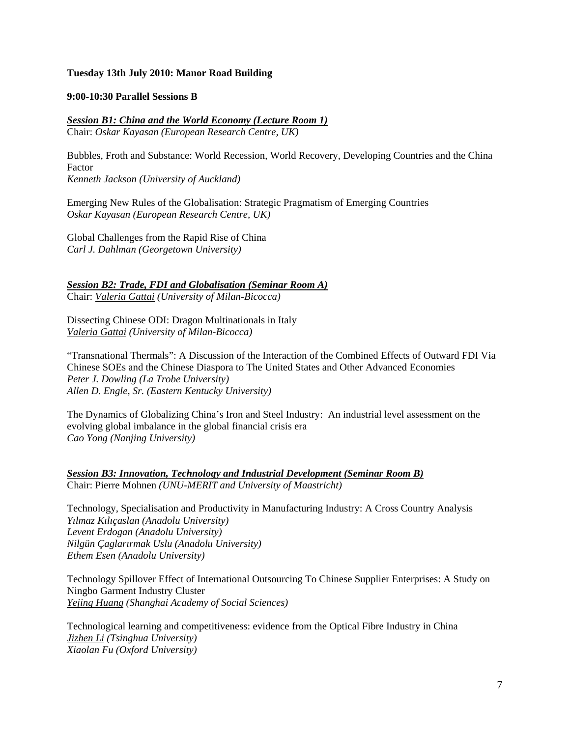**Tuesday 13th July 2010: Manor Road Building**

**9:00-10:30 Parallel Sessions B**

***Session B1: China and the World Economy (Lecture Room 1)***
Chair: *Oskar Kayasan (European Research Centre, UK)*

Bubbles, Froth and Substance: World Recession, World Recovery, Developing Countries and the China Factor
*Kenneth Jackson (University of Auckland)*

Emerging New Rules of the Globalisation: Strategic Pragmatism of Emerging Countries
*Oskar Kayasan (European Research Centre, UK)*

Global Challenges from the Rapid Rise of China
*Carl J. Dahlman (Georgetown University)*

***Session B2: Trade, FDI and Globalisation (Seminar Room A)***
Chair: *Valeria Gattai (University of Milan-Bicocca)*

Dissecting Chinese ODI: Dragon Multinationals in Italy
*Valeria Gattai (University of Milan-Bicocca)*

"Transnational Thermals": A Discussion of the Interaction of the Combined Effects of Outward FDI Via Chinese SOEs and the Chinese Diaspora to The United States and Other Advanced Economies
*Peter J. Dowling (La Trobe University)*
*Allen D. Engle, Sr. (Eastern Kentucky University)*

The Dynamics of Globalizing China's Iron and Steel Industry: An industrial level assessment on the evolving global imbalance in the global financial crisis era
*Cao Yong (Nanjing University)*

***Session B3: Innovation, Technology and Industrial Development (Seminar Room B)***
Chair: Pierre Mohnen *(UNU-MERIT and University of Maastricht)*

Technology, Specialisation and Productivity in Manufacturing Industry: A Cross Country Analysis
*Yılmaz Kılıçaslan (Anadolu University)*
*Levent Erdogan (Anadolu University)*
*Nilgün Çaglarırmak Uslu (Anadolu University)*
*Ethem Esen (Anadolu University)*

Technology Spillover Effect of International Outsourcing To Chinese Supplier Enterprises: A Study on Ningbo Garment Industry Cluster
*Yejing Huang (Shanghai Academy of Social Sciences)*

Technological learning and competitiveness: evidence from the Optical Fibre Industry in China
*Jizhen Li (Tsinghua University)*
*Xiaolan Fu (Oxford University)*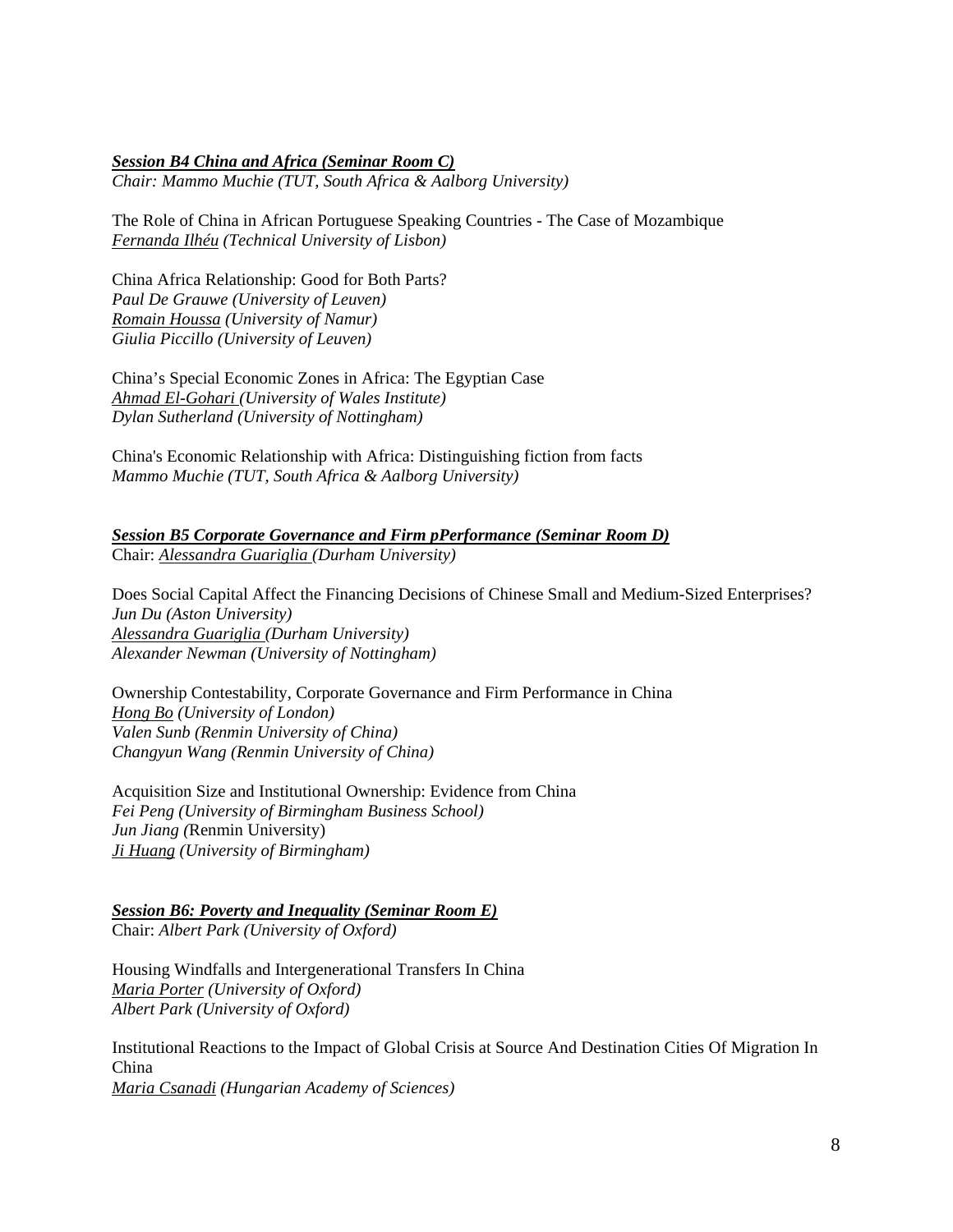***Session B4 China and Africa (Seminar Room C)***
*Chair: Mammo Muchie (TUT, South Africa & Aalborg University)*

The Role of China in African Portuguese Speaking Countries - The Case of Mozambique
*Fernanda Ilhéu (Technical University of Lisbon)*

China Africa Relationship: Good for Both Parts?
*Paul De Grauwe (University of Leuven)*
*Romain Houssa (University of Namur)*
*Giulia Piccillo (University of Leuven)*

China's Special Economic Zones in Africa: The Egyptian Case
*Ahmad El-Gohari (University of Wales Institute)*
*Dylan Sutherland (University of Nottingham)*

China's Economic Relationship with Africa: Distinguishing fiction from facts
*Mammo Muchie (TUT, South Africa & Aalborg University)*

***Session B5 Corporate Governance and Firm pPerformance (Seminar Room D)***
Chair: *Alessandra Guariglia (Durham University)*

Does Social Capital Affect the Financing Decisions of Chinese Small and Medium-Sized Enterprises?
*Jun Du (Aston University)*
*Alessandra Guariglia (Durham University)*
*Alexander Newman (University of Nottingham)*

Ownership Contestability, Corporate Governance and Firm Performance in China
*Hong Bo (University of London)*
*Valen Sunb (Renmin University of China)*
*Changyun Wang (Renmin University of China)*

Acquisition Size and Institutional Ownership: Evidence from China
*Fei Peng (University of Birmingham Business School)*
*Jun Jiang (*Renmin University)
*Ji Huang (University of Birmingham)*

***Session B6: Poverty and Inequality (Seminar Room E)***
Chair: *Albert Park (University of Oxford)*

Housing Windfalls and Intergenerational Transfers In China
*Maria Porter (University of Oxford)*
*Albert Park (University of Oxford)*

Institutional Reactions to the Impact of Global Crisis at Source And Destination Cities Of Migration In China
*Maria Csanadi (Hungarian Academy of Sciences)*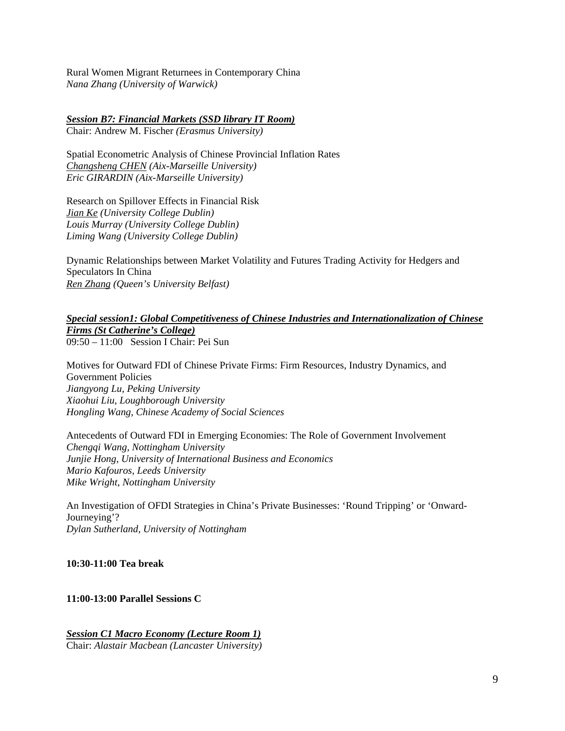Rural Women Migrant Returnees in Contemporary China
*Nana Zhang (University of Warwick)*

***Session B7: Financial Markets (SSD library IT Room)***
Chair: Andrew M. Fischer *(Erasmus University)*

Spatial Econometric Analysis of Chinese Provincial Inflation Rates
*Changsheng CHEN (Aix-Marseille University)*
*Eric GIRARDIN (Aix-Marseille University)*

Research on Spillover Effects in Financial Risk
*Jian Ke (University College Dublin)*
*Louis Murray (University College Dublin)*
*Liming Wang (University College Dublin)*

Dynamic Relationships between Market Volatility and Futures Trading Activity for Hedgers and Speculators In China
*Ren Zhang (Queen's University Belfast)*

***Special session1: Global Competitiveness of Chinese Industries and Internationalization of Chinese Firms (St Catherine's College)***
09:50 – 11:00 Session I Chair: Pei Sun

Motives for Outward FDI of Chinese Private Firms: Firm Resources, Industry Dynamics, and Government Policies
*Jiangyong Lu, Peking University*
*Xiaohui Liu, Loughborough University*
*Hongling Wang, Chinese Academy of Social Sciences*

Antecedents of Outward FDI in Emerging Economies: The Role of Government Involvement
*Chengqi Wang, Nottingham University*
*Junjie Hong, University of International Business and Economics*
*Mario Kafouros, Leeds University*
*Mike Wright, Nottingham University*

An Investigation of OFDI Strategies in China's Private Businesses: 'Round Tripping' or 'Onward-Journeying'?
*Dylan Sutherland, University of Nottingham*

**10:30-11:00 Tea break**

**11:00-13:00 Parallel Sessions C**

***Session C1 Macro Economy (Lecture Room 1)***
Chair: *Alastair Macbean (Lancaster University)*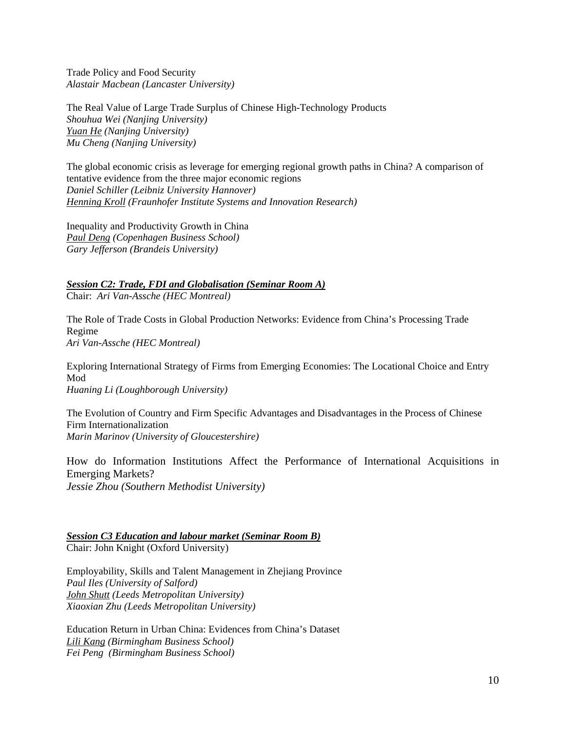Trade Policy and Food Security
*Alastair Macbean (Lancaster University)*

The Real Value of Large Trade Surplus of Chinese High-Technology Products
*Shouhua Wei (Nanjing University)*
*<u>Yuan He</u> (Nanjing University)*
*Mu Cheng (Nanjing University)*

The global economic crisis as leverage for emerging regional growth paths in China? A comparison of tentative evidence from the three major economic regions
*Daniel Schiller (Leibniz University Hannover)*
*<u>Henning Kroll</u> (Fraunhofer Institute Systems and Innovation Research)*

Inequality and Productivity Growth in China
*<u>Paul Deng</u> (Copenhagen Business School)*
*Gary Jefferson (Brandeis University)*

***<u>Session C2: Trade, FDI and Globalisation (Seminar Room A)</u>***
Chair: *Ari Van-Assche (HEC Montreal)*

The Role of Trade Costs in Global Production Networks: Evidence from China's Processing Trade Regime
*Ari Van-Assche (HEC Montreal)*

Exploring International Strategy of Firms from Emerging Economies: The Locational Choice and Entry Mod
*Huaning Li (Loughborough University)*

The Evolution of Country and Firm Specific Advantages and Disadvantages in the Process of Chinese Firm Internationalization
*Marin Marinov (University of Gloucestershire)*

How do Information Institutions Affect the Performance of International Acquisitions in Emerging Markets?
*Jessie Zhou (Southern Methodist University)*

***<u>Session C3 Education and labour market (Seminar Room B)</u>***
Chair: John Knight (Oxford University)

Employability, Skills and Talent Management in Zhejiang Province
*Paul Iles (University of Salford)*
*<u>John Shutt</u> (Leeds Metropolitan University)*
*Xiaoxian Zhu (Leeds Metropolitan University)*

Education Return in Urban China: Evidences from China's Dataset
*<u>Lili Kang</u> (Birmingham Business School)*
*Fei Peng (Birmingham Business School)*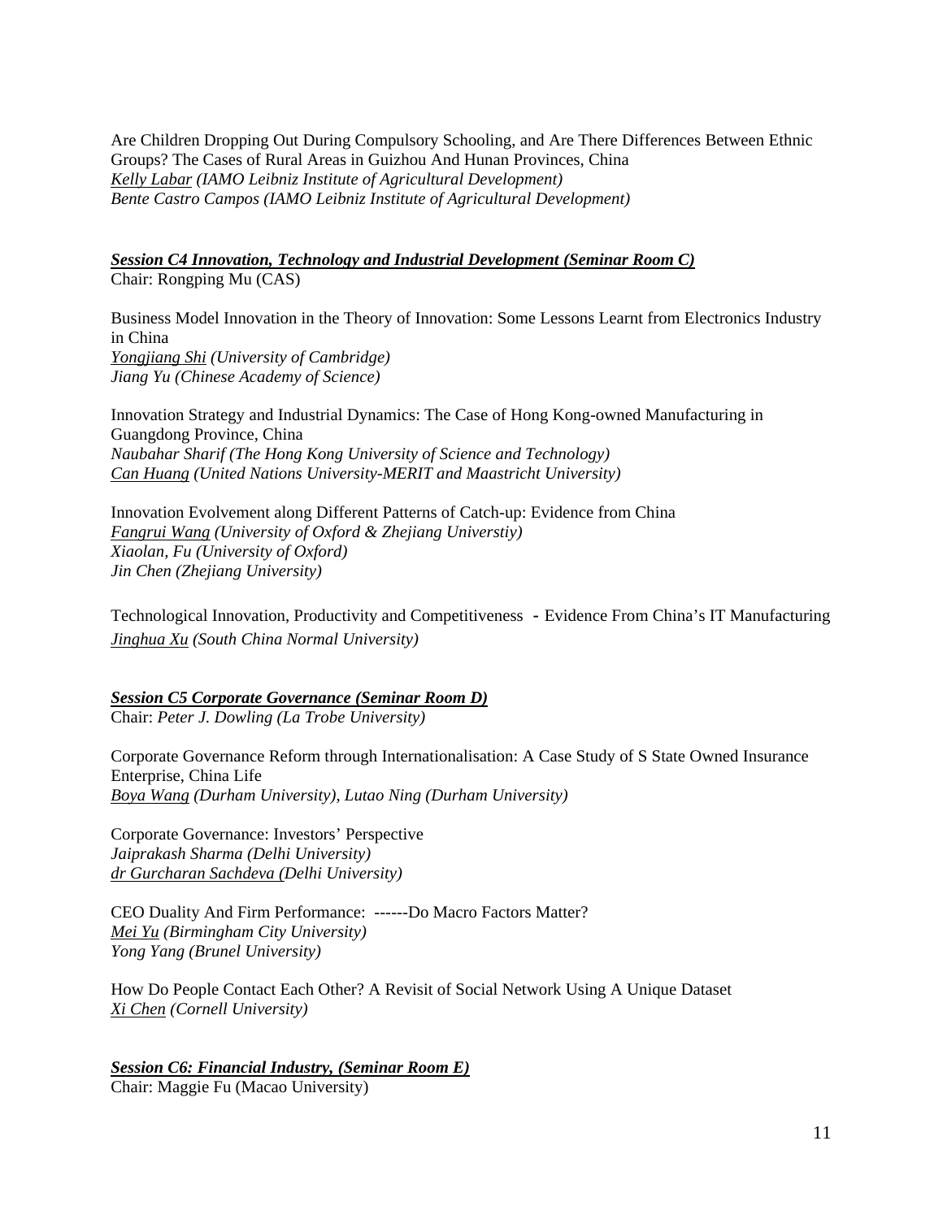Are Children Dropping Out During Compulsory Schooling, and Are There Differences Between Ethnic Groups? The Cases of Rural Areas in Guizhou And Hunan Provinces, China
*Kelly Labar (IAMO Leibniz Institute of Agricultural Development)*
*Bente Castro Campos (IAMO Leibniz Institute of Agricultural Development)*

***Session C4 Innovation, Technology and Industrial Development (Seminar Room C)***
Chair: Rongping Mu (CAS)

Business Model Innovation in the Theory of Innovation: Some Lessons Learnt from Electronics Industry in China
*Yongjiang Shi (University of Cambridge)*
*Jiang Yu (Chinese Academy of Science)*

Innovation Strategy and Industrial Dynamics: The Case of Hong Kong-owned Manufacturing in Guangdong Province, China
*Naubahar Sharif (The Hong Kong University of Science and Technology)*
*Can Huang (United Nations University-MERIT and Maastricht University)*

Innovation Evolvement along Different Patterns of Catch-up: Evidence from China
*Fangrui Wang (University of Oxford & Zhejiang Universtiy)*
*Xiaolan, Fu (University of Oxford)*
*Jin Chen (Zhejiang University)*

Technological Innovation, Productivity and Competitiveness - Evidence From China's IT Manufacturing
*Jinghua Xu (South China Normal University)*

***Session C5 Corporate Governance (Seminar Room D)***
Chair: *Peter J. Dowling (La Trobe University)*

Corporate Governance Reform through Internationalisation: A Case Study of S State Owned Insurance Enterprise, China Life
*Boya Wang (Durham University), Lutao Ning (Durham University)*

Corporate Governance: Investors' Perspective
*Jaiprakash Sharma (Delhi University)*
*dr Gurcharan Sachdeva (Delhi University)*

CEO Duality And Firm Performance: ------Do Macro Factors Matter?
*Mei Yu (Birmingham City University)*
*Yong Yang (Brunel University)*

How Do People Contact Each Other? A Revisit of Social Network Using A Unique Dataset
*Xi Chen (Cornell University)*

***Session C6: Financial Industry, (Seminar Room E)***
Chair: Maggie Fu (Macao University)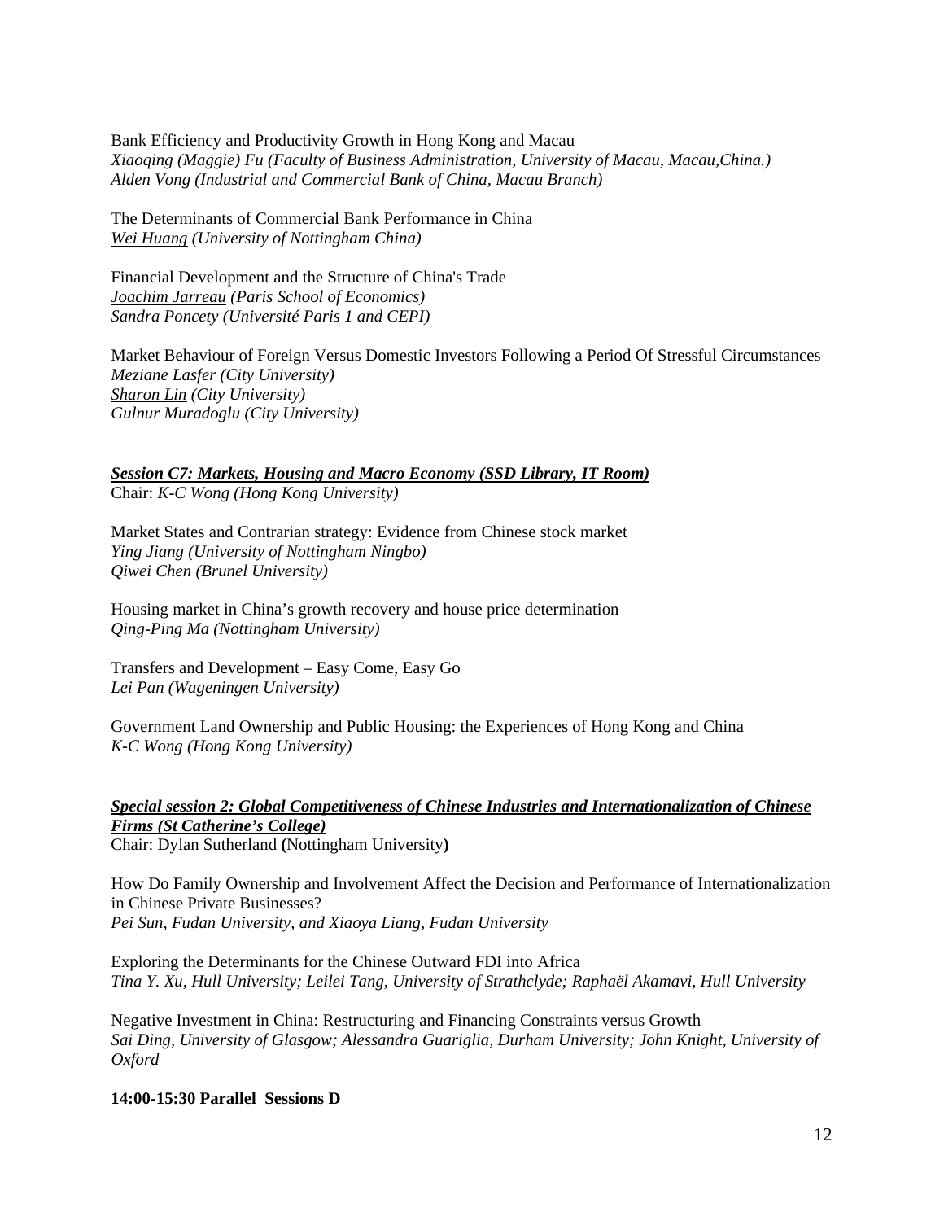Bank Efficiency and Productivity Growth in Hong Kong and Macau
*<u>Xiaoqing (Maggie) Fu</u> (Faculty of Business Administration, University of Macau, Macau,China.)*
*Alden Vong (Industrial and Commercial Bank of China, Macau Branch)*

The Determinants of Commercial Bank Performance in China
*<u>Wei Huang</u> (University of Nottingham China)*

Financial Development and the Structure of China's Trade
*<u>Joachim Jarreau</u> (Paris School of Economics)*
*Sandra Poncety (Université Paris 1 and CEPI)*

Market Behaviour of Foreign Versus Domestic Investors Following a Period Of Stressful Circumstances
*Meziane Lasfer (City University)*
*<u>Sharon Lin</u> (City University)*
*Gulnur Muradoglu (City University)*

***<u>Session C7: Markets, Housing and Macro Economy (SSD Library, IT Room)</u>***
Chair: *K-C Wong (Hong Kong University)*

Market States and Contrarian strategy: Evidence from Chinese stock market
*Ying Jiang (University of Nottingham Ningbo)*
*Qiwei Chen (Brunel University)*

Housing market in China's growth recovery and house price determination
*Qing-Ping Ma (Nottingham University)*

Transfers and Development – Easy Come, Easy Go
*Lei Pan (Wageningen University)*

Government Land Ownership and Public Housing: the Experiences of Hong Kong and China
*K-C Wong (Hong Kong University)*

***<u>Special session 2: Global Competitiveness of Chinese Industries and Internationalization of Chinese Firms (St Catherine's College)</u>***
Chair: Dylan Sutherland **(**Nottingham University**)**

How Do Family Ownership and Involvement Affect the Decision and Performance of Internationalization in Chinese Private Businesses?
*Pei Sun, Fudan University, and Xiaoya Liang, Fudan University*

Exploring the Determinants for the Chinese Outward FDI into Africa
*Tina Y. Xu, Hull University; Leilei Tang, University of Strathclyde; Raphaël Akamavi, Hull University*

Negative Investment in China: Restructuring and Financing Constraints versus Growth
*Sai Ding, University of Glasgow; Alessandra Guariglia, Durham University; John Knight, University of Oxford*

**14:00-15:30 Parallel Sessions D**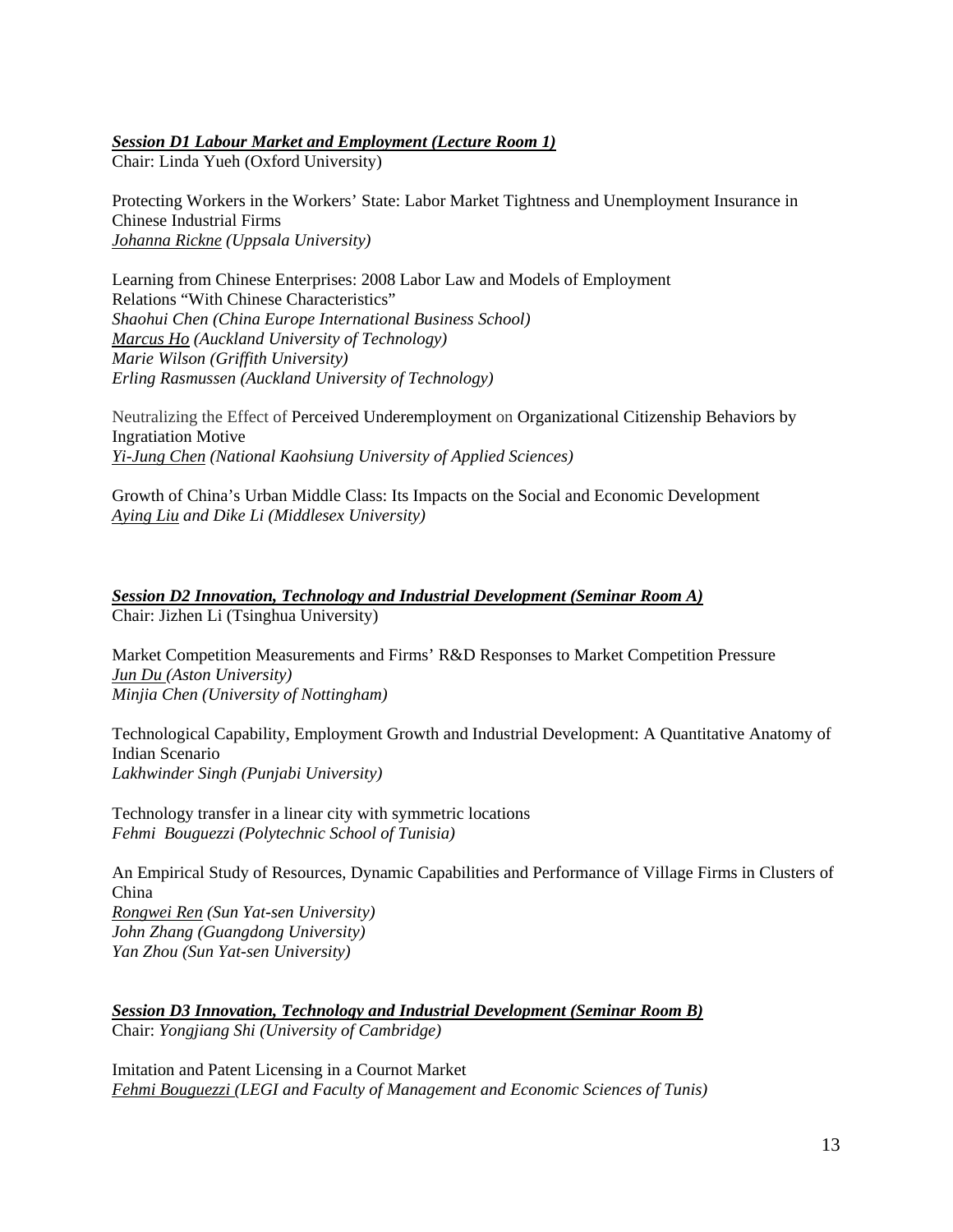***Session D1 Labour Market and Employment (Lecture Room 1)***
Chair: Linda Yueh (Oxford University)

Protecting Workers in the Workers' State: Labor Market Tightness and Unemployment Insurance in Chinese Industrial Firms
*Johanna Rickne (Uppsala University)*

Learning from Chinese Enterprises: 2008 Labor Law and Models of Employment Relations "With Chinese Characteristics"
*Shaohui Chen (China Europe International Business School)*
*Marcus Ho (Auckland University of Technology)*
*Marie Wilson (Griffith University)*
*Erling Rasmussen (Auckland University of Technology)*

Neutralizing the Effect of Perceived Underemployment on Organizational Citizenship Behaviors by Ingratiation Motive
*Yi-Jung Chen (National Kaohsiung University of Applied Sciences)*

Growth of China's Urban Middle Class: Its Impacts on the Social and Economic Development
*Aying Liu and Dike Li (Middlesex University)*

***Session D2 Innovation, Technology and Industrial Development (Seminar Room A)***
Chair: Jizhen Li (Tsinghua University)

Market Competition Measurements and Firms' R&D Responses to Market Competition Pressure
*Jun Du (Aston University)*
*Minjia Chen (University of Nottingham)*

Technological Capability, Employment Growth and Industrial Development: A Quantitative Anatomy of Indian Scenario
*Lakhwinder Singh (Punjabi University)*

Technology transfer in a linear city with symmetric locations
*Fehmi Bouguezzi (Polytechnic School of Tunisia)*

An Empirical Study of Resources, Dynamic Capabilities and Performance of Village Firms in Clusters of China
*Rongwei Ren (Sun Yat-sen University)*
*John Zhang (Guangdong University)*
*Yan Zhou (Sun Yat-sen University)*

***Session D3 Innovation, Technology and Industrial Development (Seminar Room B)***
Chair: *Yongjiang Shi (University of Cambridge)*

Imitation and Patent Licensing in a Cournot Market
*Fehmi Bouguezzi (LEGI and Faculty of Management and Economic Sciences of Tunis)*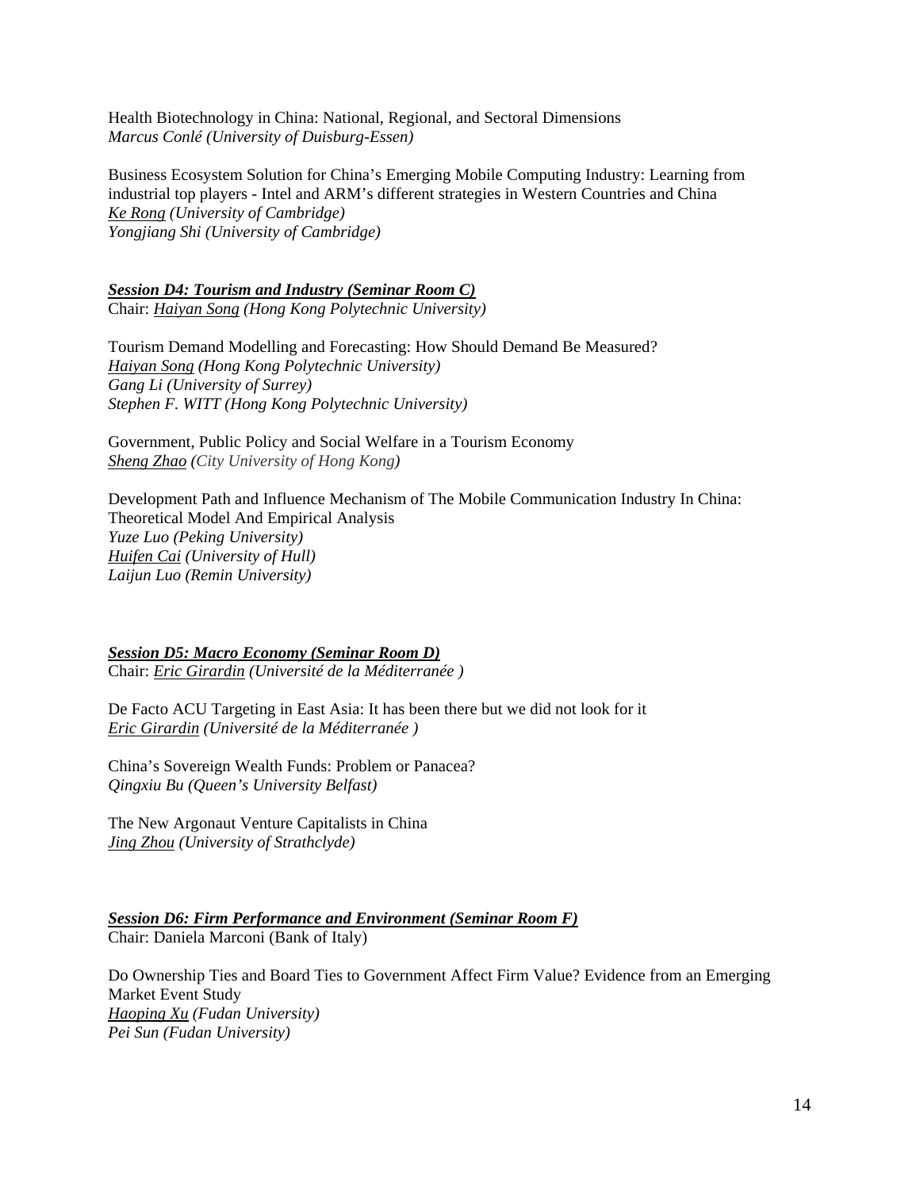Health Biotechnology in China: National, Regional, and Sectoral Dimensions
*Marcus Conlé (University of Duisburg-Essen)*

Business Ecosystem Solution for China's Emerging Mobile Computing Industry: Learning from industrial top players - Intel and ARM's different strategies in Western Countries and China
*Ke Rong (University of Cambridge)*
*Yongjiang Shi (University of Cambridge)*

***Session D4: Tourism and Industry (Seminar Room C)***
Chair: *Haiyan Song (Hong Kong Polytechnic University)*

Tourism Demand Modelling and Forecasting: How Should Demand Be Measured?
*Haiyan Song (Hong Kong Polytechnic University)*
*Gang Li (University of Surrey)*
*Stephen F. WITT (Hong Kong Polytechnic University)*

Government, Public Policy and Social Welfare in a Tourism Economy
*Sheng Zhao (City University of Hong Kong)*

Development Path and Influence Mechanism of The Mobile Communication Industry In China: Theoretical Model And Empirical Analysis
*Yuze Luo (Peking University)*
*Huifen Cai (University of Hull)*
*Laijun Luo (Remin University)*

***Session D5: Macro Economy (Seminar Room D)***
Chair: *Eric Girardin (Université de la Méditerranée )*

De Facto ACU Targeting in East Asia: It has been there but we did not look for it
*Eric Girardin (Université de la Méditerranée )*

China's Sovereign Wealth Funds: Problem or Panacea?
*Qingxiu Bu (Queen's University Belfast)*

The New Argonaut Venture Capitalists in China
*Jing Zhou (University of Strathclyde)*

***Session D6: Firm Performance and Environment (Seminar Room F)***
Chair: Daniela Marconi (Bank of Italy)

Do Ownership Ties and Board Ties to Government Affect Firm Value? Evidence from an Emerging Market Event Study
*Haoping Xu (Fudan University)*
*Pei Sun (Fudan University)*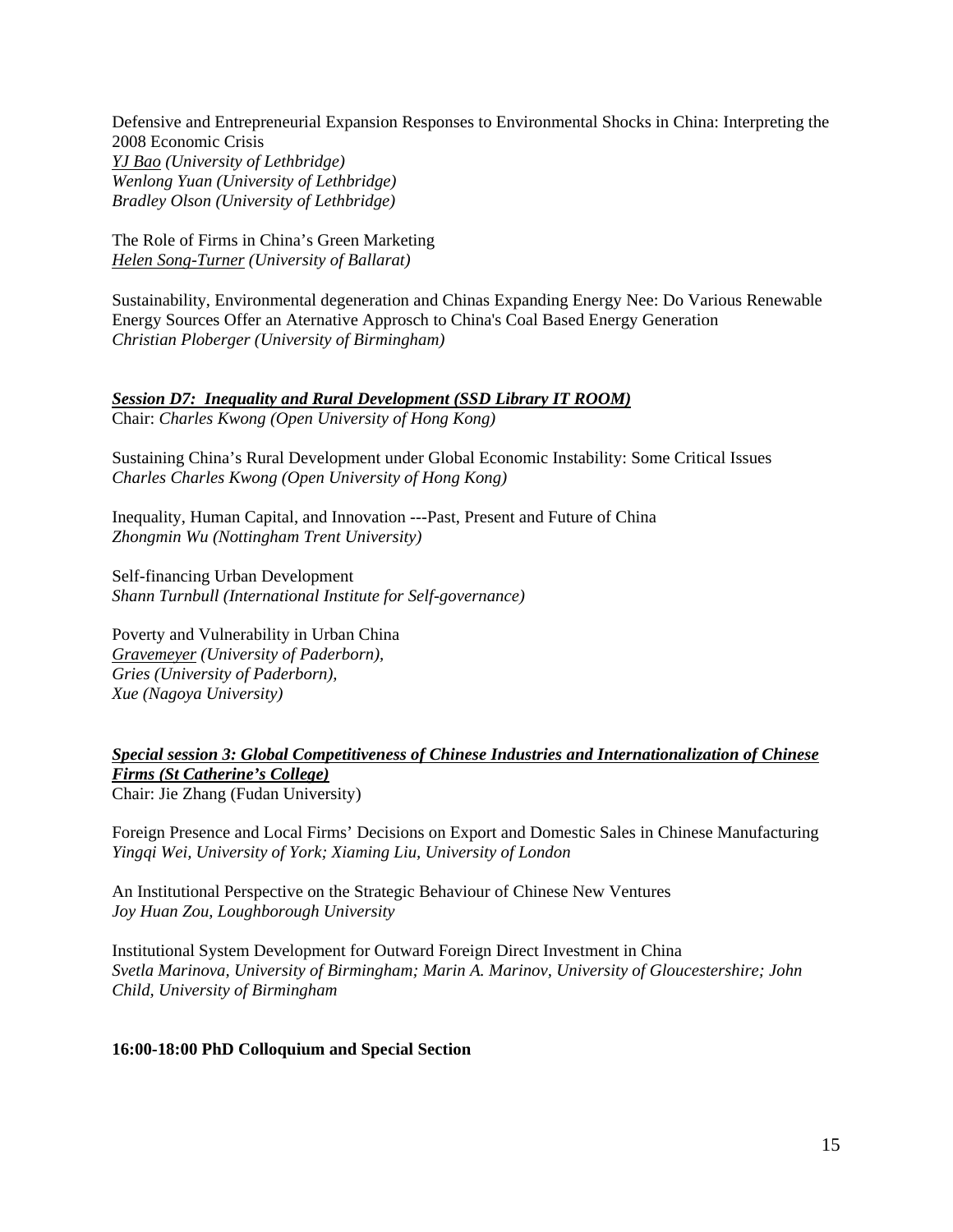Defensive and Entrepreneurial Expansion Responses to Environmental Shocks in China: Interpreting the 2008 Economic Crisis
*<u>YJ Bao</u> (University of Lethbridge)*
*Wenlong Yuan (University of Lethbridge)*
*Bradley Olson (University of Lethbridge)*

The Role of Firms in China's Green Marketing
*<u>Helen Song-Turner</u> (University of Ballarat)*

Sustainability, Environmental degeneration and Chinas Expanding Energy Nee: Do Various Renewable Energy Sources Offer an Aternative Approsch to China's Coal Based Energy Generation
*Christian Ploberger (University of Birmingham)*

***<u>Session D7: Inequality and Rural Development (SSD Library IT ROOM)</u>***
Chair: *Charles Kwong (Open University of Hong Kong)*

Sustaining China's Rural Development under Global Economic Instability: Some Critical Issues
*Charles Charles Kwong (Open University of Hong Kong)*

Inequality, Human Capital, and Innovation ---Past, Present and Future of China
*Zhongmin Wu (Nottingham Trent University)*

Self-financing Urban Development
*Shann Turnbull (International Institute for Self-governance)*

Poverty and Vulnerability in Urban China
*<u>Gravemeyer</u> (University of Paderborn),*
*Gries (University of Paderborn),*
*Xue (Nagoya University)*

***<u>Special session 3: Global Competitiveness of Chinese Industries and Internationalization of Chinese Firms (St Catherine's College)</u>***
Chair: Jie Zhang (Fudan University)

Foreign Presence and Local Firms' Decisions on Export and Domestic Sales in Chinese Manufacturing
*Yingqi Wei, University of York; Xiaming Liu, University of London*

An Institutional Perspective on the Strategic Behaviour of Chinese New Ventures
*Joy Huan Zou, Loughborough University*

Institutional System Development for Outward Foreign Direct Investment in China
*Svetla Marinova, University of Birmingham; Marin A. Marinov, University of Gloucestershire; John Child, University of Birmingham*

**16:00-18:00 PhD Colloquium and Special Section**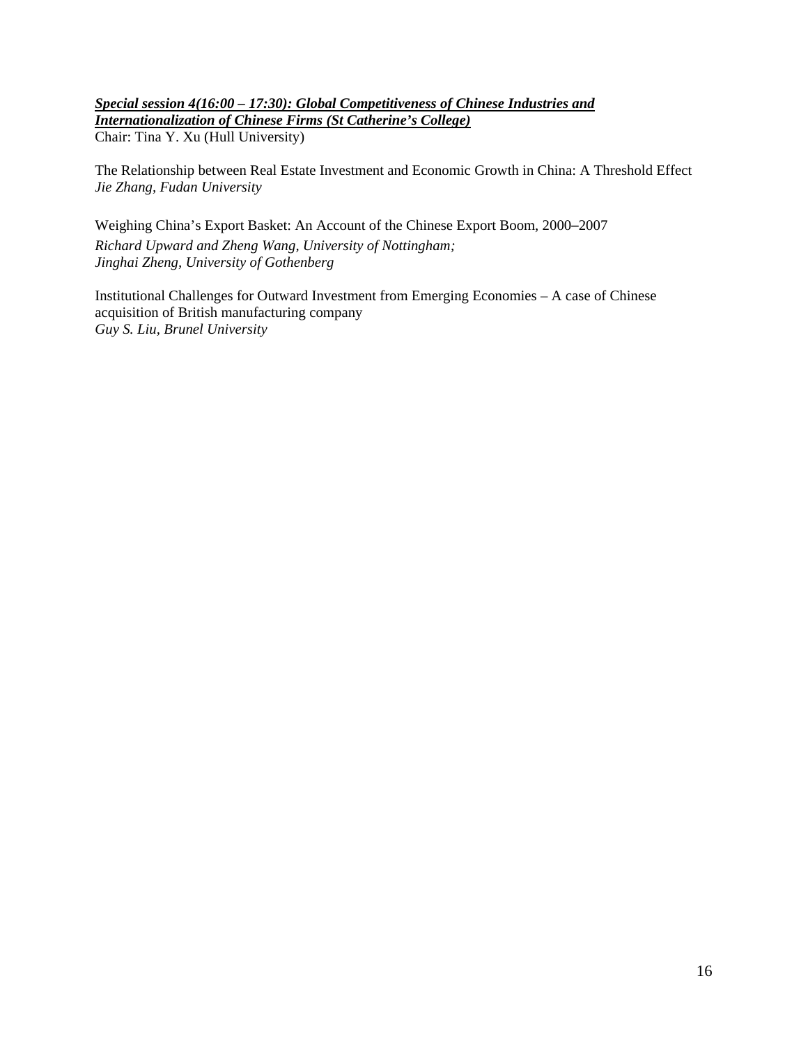***Special session 4(16:00 – 17:30): Global Competitiveness of Chinese Industries and Internationalization of Chinese Firms (St Catherine's College)***

Chair: Tina Y. Xu (Hull University)

The Relationship between Real Estate Investment and Economic Growth in China: A Threshold Effect
*Jie Zhang, Fudan University*

Weighing China's Export Basket: An Account of the Chinese Export Boom, 2000–2007
*Richard Upward and Zheng Wang, University of Nottingham;*
*Jinghai Zheng, University of Gothenberg*

Institutional Challenges for Outward Investment from Emerging Economies – A case of Chinese acquisition of British manufacturing company
*Guy S. Liu, Brunel University*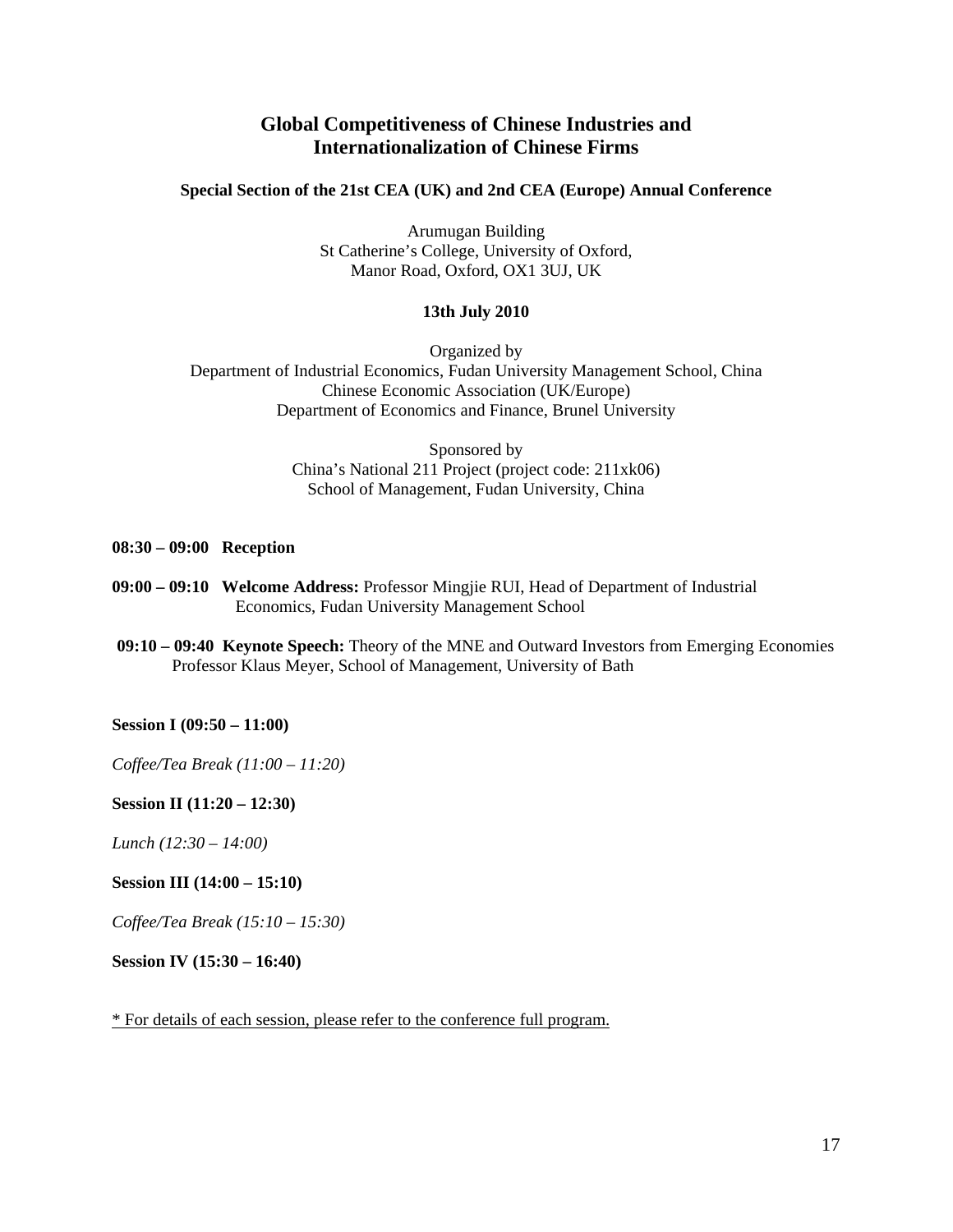# Global Competitiveness of Chinese Industries and Internationalization of Chinese Firms

**Special Section of the 21st CEA (UK) and 2nd CEA (Europe) Annual Conference**

Arumugan Building
St Catherine's College, University of Oxford,
Manor Road, Oxford, OX1 3UJ, UK

**13th July 2010**

Organized by
Department of Industrial Economics, Fudan University Management School, China
Chinese Economic Association (UK/Europe)
Department of Economics and Finance, Brunel University

Sponsored by
China's National 211 Project (project code: 211xk06)
School of Management, Fudan University, China

**08:30 – 09:00 Reception**

**09:00 – 09:10 Welcome Address:** Professor Mingjie RUI, Head of Department of Industrial Economics, Fudan University Management School

**09:10 – 09:40 Keynote Speech:** Theory of the MNE and Outward Investors from Emerging Economies
Professor Klaus Meyer, School of Management, University of Bath

**Session I (09:50 – 11:00)**

*Coffee/Tea Break (11:00 – 11:20)*

**Session II (11:20 – 12:30)**

*Lunch (12:30 – 14:00)*

**Session III (14:00 – 15:10)**

*Coffee/Tea Break (15:10 – 15:30)*

**Session IV (15:30 – 16:40)**

* For details of each session, please refer to the conference full program.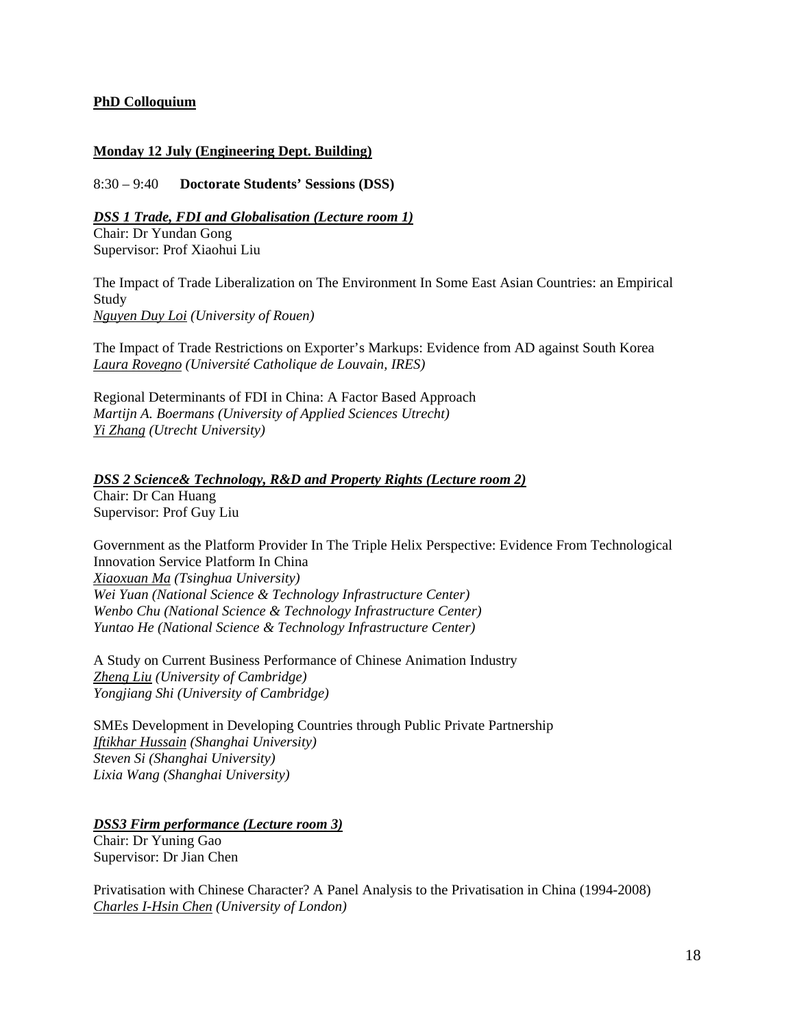**<u>PhD Colloquium</u>**

**<u>Monday 12 July (Engineering Dept. Building)</u>**

8:30 – 9:40 **Doctorate Students' Sessions (DSS)**

***<u>DSS 1 Trade, FDI and Globalisation (Lecture room 1)</u>***
Chair: Dr Yundan Gong
Supervisor: Prof Xiaohui Liu

The Impact of Trade Liberalization on The Environment In Some East Asian Countries: an Empirical Study
*<u>Nguyen Duy Loi</u> (University of Rouen)*

The Impact of Trade Restrictions on Exporter's Markups: Evidence from AD against South Korea
*<u>Laura Rovegno</u> (Université Catholique de Louvain, IRES)*

Regional Determinants of FDI in China: A Factor Based Approach
*Martijn A. Boermans (University of Applied Sciences Utrecht)*
*<u>Yi Zhang</u> (Utrecht University)*

***<u>DSS 2 Science& Technology, R&D and Property Rights (Lecture room 2)</u>***
Chair: Dr Can Huang
Supervisor: Prof Guy Liu

Government as the Platform Provider In The Triple Helix Perspective: Evidence From Technological Innovation Service Platform In China
*<u>Xiaoxuan Ma</u> (Tsinghua University)*
*Wei Yuan (National Science & Technology Infrastructure Center)*
*Wenbo Chu (National Science & Technology Infrastructure Center)*
*Yuntao He (National Science & Technology Infrastructure Center)*

A Study on Current Business Performance of Chinese Animation Industry
*<u>Zheng Liu</u> (University of Cambridge)*
*Yongjiang Shi (University of Cambridge)*

SMEs Development in Developing Countries through Public Private Partnership
*<u>Iftikhar Hussain</u> (Shanghai University)*
*Steven Si (Shanghai University)*
*Lixia Wang (Shanghai University)*

***<u>DSS3 Firm performance (Lecture room 3)</u>***
Chair: Dr Yuning Gao
Supervisor: Dr Jian Chen

Privatisation with Chinese Character? A Panel Analysis to the Privatisation in China (1994-2008)
*<u>Charles I-Hsin Chen</u> (University of London)*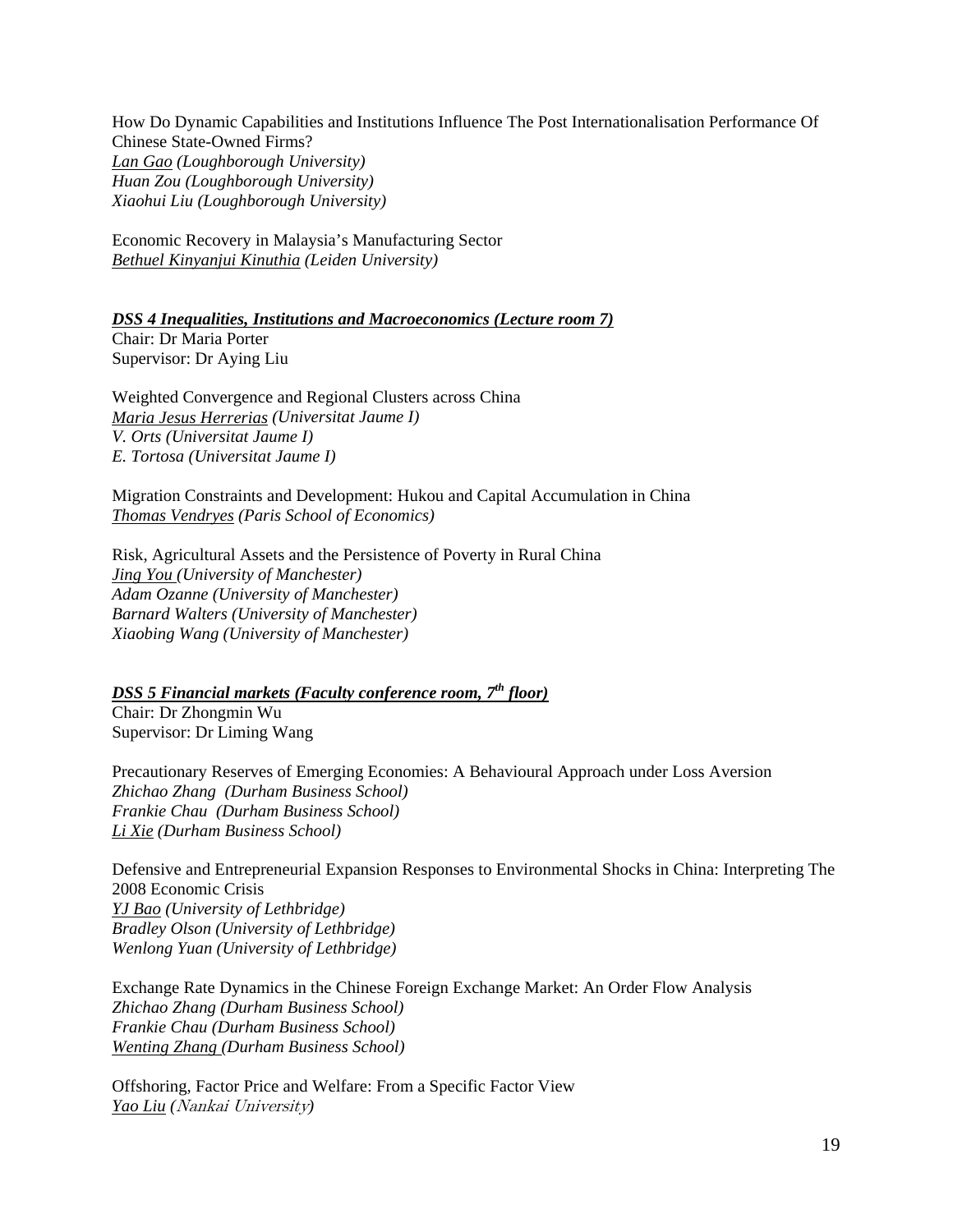How Do Dynamic Capabilities and Institutions Influence The Post Internationalisation Performance Of Chinese State-Owned Firms?
*<u>Lan Gao</u> (Loughborough University)*
*Huan Zou (Loughborough University)*
*Xiaohui Liu (Loughborough University)*

Economic Recovery in Malaysia's Manufacturing Sector
*<u>Bethuel Kinyanjui Kinuthia</u> (Leiden University)*

***<u>DSS 4 Inequalities, Institutions and Macroeconomics (Lecture room 7)</u>***
Chair: Dr Maria Porter
Supervisor: Dr Aying Liu

Weighted Convergence and Regional Clusters across China
*<u>Maria Jesus Herrerias</u> (Universitat Jaume I)*
*V. Orts (Universitat Jaume I)*
*E. Tortosa (Universitat Jaume I)*

Migration Constraints and Development: Hukou and Capital Accumulation in China
*<u>Thomas Vendryes</u> (Paris School of Economics)*

Risk, Agricultural Assets and the Persistence of Poverty in Rural China
*<u>Jing You</u> (University of Manchester)*
*Adam Ozanne (University of Manchester)*
*Barnard Walters (University of Manchester)*
*Xiaobing Wang (University of Manchester)*

***<u>DSS 5 Financial markets (Faculty conference room, 7th floor)</u>***
Chair: Dr Zhongmin Wu
Supervisor: Dr Liming Wang

Precautionary Reserves of Emerging Economies: A Behavioural Approach under Loss Aversion
*Zhichao Zhang (Durham Business School)*
*Frankie Chau (Durham Business School)*
*<u>Li Xie</u> (Durham Business School)*

Defensive and Entrepreneurial Expansion Responses to Environmental Shocks in China: Interpreting The 2008 Economic Crisis
*<u>YJ Bao</u> (University of Lethbridge)*
*Bradley Olson (University of Lethbridge)*
*Wenlong Yuan (University of Lethbridge)*

Exchange Rate Dynamics in the Chinese Foreign Exchange Market: An Order Flow Analysis
*Zhichao Zhang (Durham Business School)*
*Frankie Chau (Durham Business School)*
*<u>Wenting Zhang</u> (Durham Business School)*

Offshoring, Factor Price and Welfare: From a Specific Factor View
*<u>Yao Liu</u> (Nankai University)*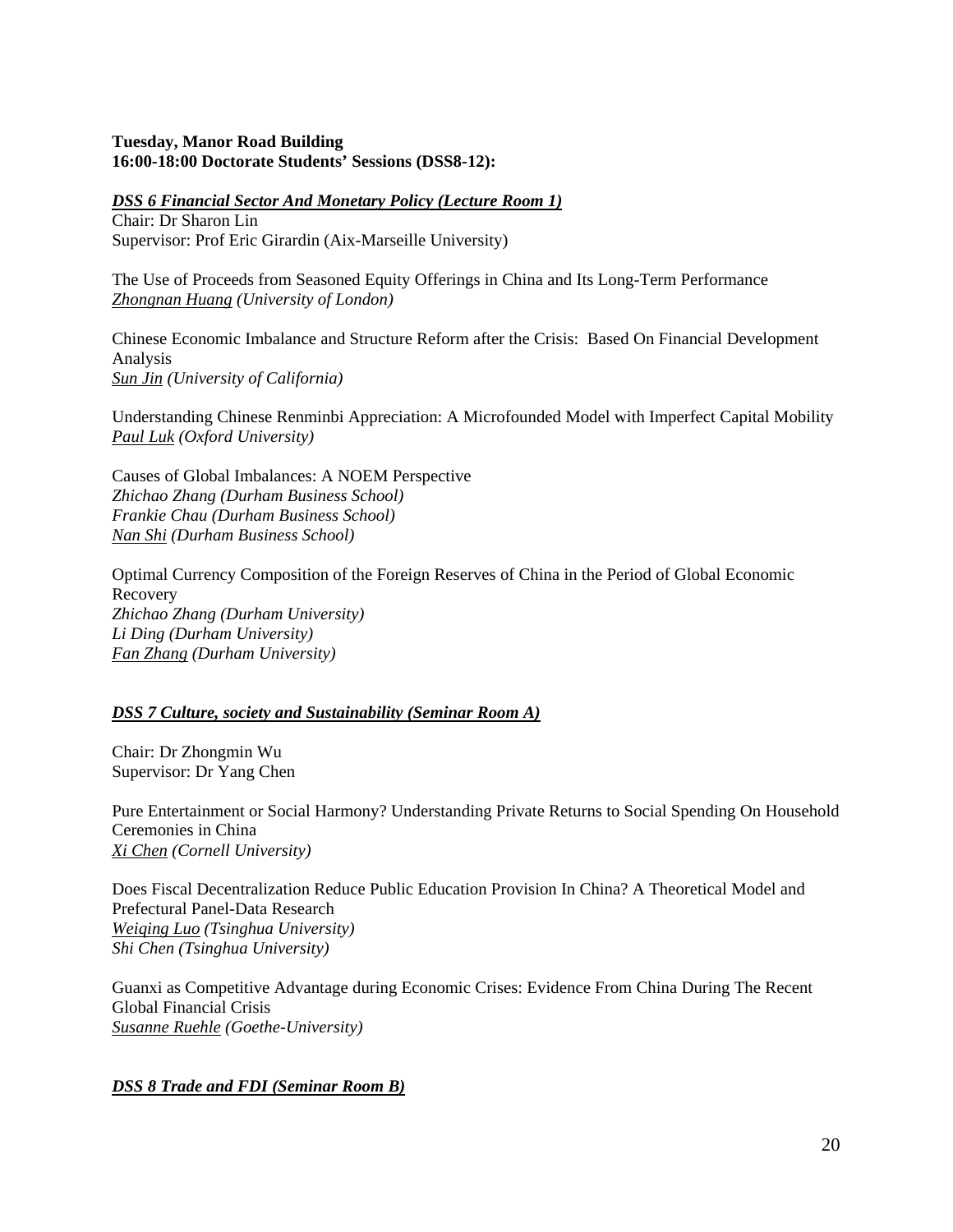**Tuesday, Manor Road Building**
**16:00-18:00 Doctorate Students' Sessions (DSS8-12):**

***DSS 6 Financial Sector And Monetary Policy (Lecture Room 1)***

Chair: Dr Sharon Lin
Supervisor: Prof Eric Girardin (Aix-Marseille University)

The Use of Proceeds from Seasoned Equity Offerings in China and Its Long-Term Performance
*Zhongnan Huang (University of London)*

Chinese Economic Imbalance and Structure Reform after the Crisis: Based On Financial Development Analysis
*Sun Jin (University of California)*

Understanding Chinese Renminbi Appreciation: A Microfounded Model with Imperfect Capital Mobility
*Paul Luk (Oxford University)*

Causes of Global Imbalances: A NOEM Perspective
*Zhichao Zhang (Durham Business School)*
*Frankie Chau (Durham Business School)*
*Nan Shi (Durham Business School)*

Optimal Currency Composition of the Foreign Reserves of China in the Period of Global Economic Recovery
*Zhichao Zhang (Durham University)*
*Li Ding (Durham University)*
*Fan Zhang (Durham University)*

***DSS 7 Culture, society and Sustainability (Seminar Room A)***

Chair: Dr Zhongmin Wu
Supervisor: Dr Yang Chen

Pure Entertainment or Social Harmony? Understanding Private Returns to Social Spending On Household Ceremonies in China
*Xi Chen (Cornell University)*

Does Fiscal Decentralization Reduce Public Education Provision In China? A Theoretical Model and Prefectural Panel-Data Research
*Weiqing Luo (Tsinghua University)*
*Shi Chen (Tsinghua University)*

Guanxi as Competitive Advantage during Economic Crises: Evidence From China During The Recent Global Financial Crisis
*Susanne Ruehle (Goethe-University)*

***DSS 8 Trade and FDI (Seminar Room B)***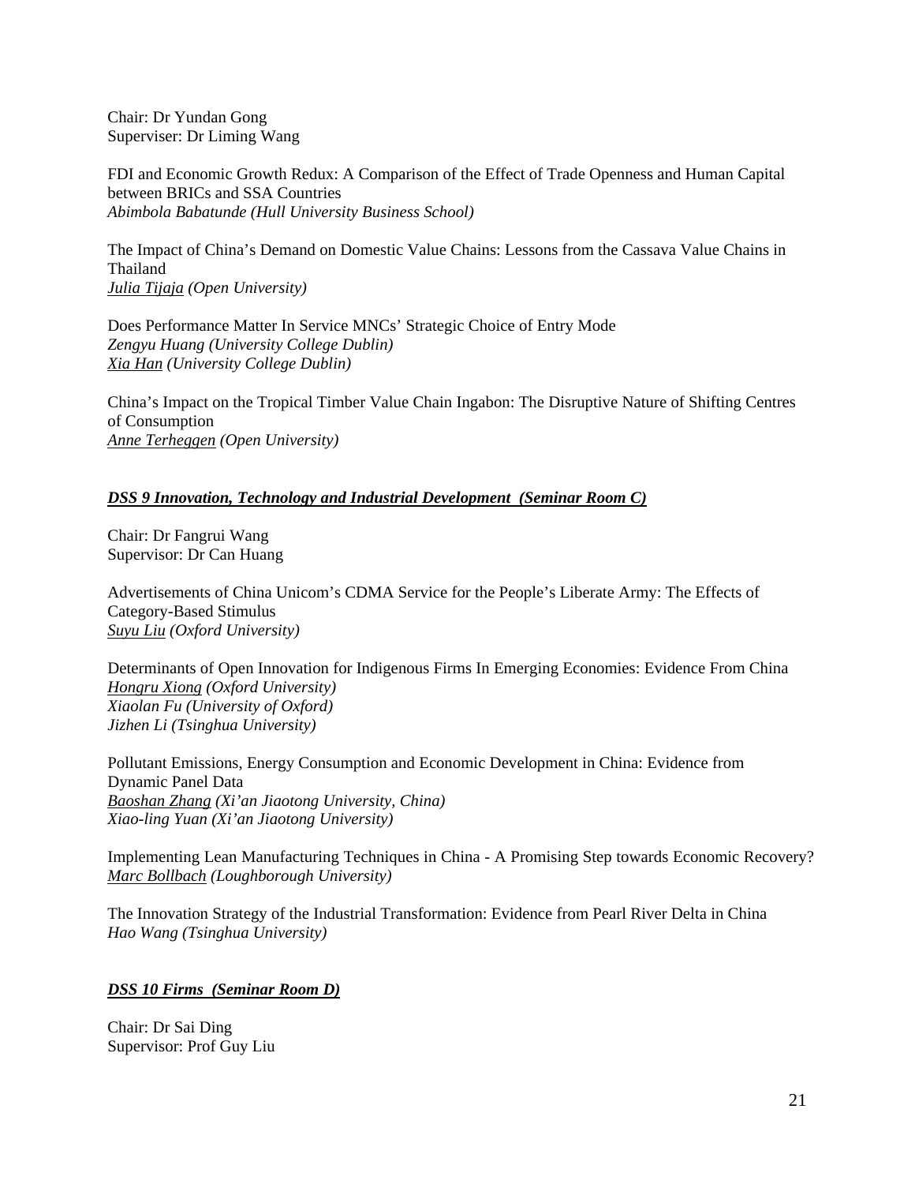Chair: Dr Yundan Gong
Superviser: Dr Liming Wang

FDI and Economic Growth Redux: A Comparison of the Effect of Trade Openness and Human Capital between BRICs and SSA Countries
*Abimbola Babatunde (Hull University Business School)*

The Impact of China's Demand on Domestic Value Chains: Lessons from the Cassava Value Chains in Thailand
*Julia Tijaja (Open University)*

Does Performance Matter In Service MNCs' Strategic Choice of Entry Mode
*Zengyu Huang (University College Dublin)*
*Xia Han (University College Dublin)*

China's Impact on the Tropical Timber Value Chain Ingabon: The Disruptive Nature of Shifting Centres of Consumption
*Anne Terheggen (Open University)*

### *DSS 9 Innovation, Technology and Industrial Development (Seminar Room C)*

Chair: Dr Fangrui Wang
Supervisor: Dr Can Huang

Advertisements of China Unicom's CDMA Service for the People's Liberate Army: The Effects of Category-Based Stimulus
*Suyu Liu (Oxford University)*

Determinants of Open Innovation for Indigenous Firms In Emerging Economies: Evidence From China
*Hongru Xiong (Oxford University)*
*Xiaolan Fu (University of Oxford)*
*Jizhen Li (Tsinghua University)*

Pollutant Emissions, Energy Consumption and Economic Development in China: Evidence from Dynamic Panel Data
*Baoshan Zhang (Xi'an Jiaotong University, China)*
*Xiao-ling Yuan (Xi'an Jiaotong University)*

Implementing Lean Manufacturing Techniques in China - A Promising Step towards Economic Recovery?
*Marc Bollbach (Loughborough University)*

The Innovation Strategy of the Industrial Transformation: Evidence from Pearl River Delta in China
*Hao Wang (Tsinghua University)*

### *DSS 10 Firms (Seminar Room D)*

Chair: Dr Sai Ding
Supervisor: Prof Guy Liu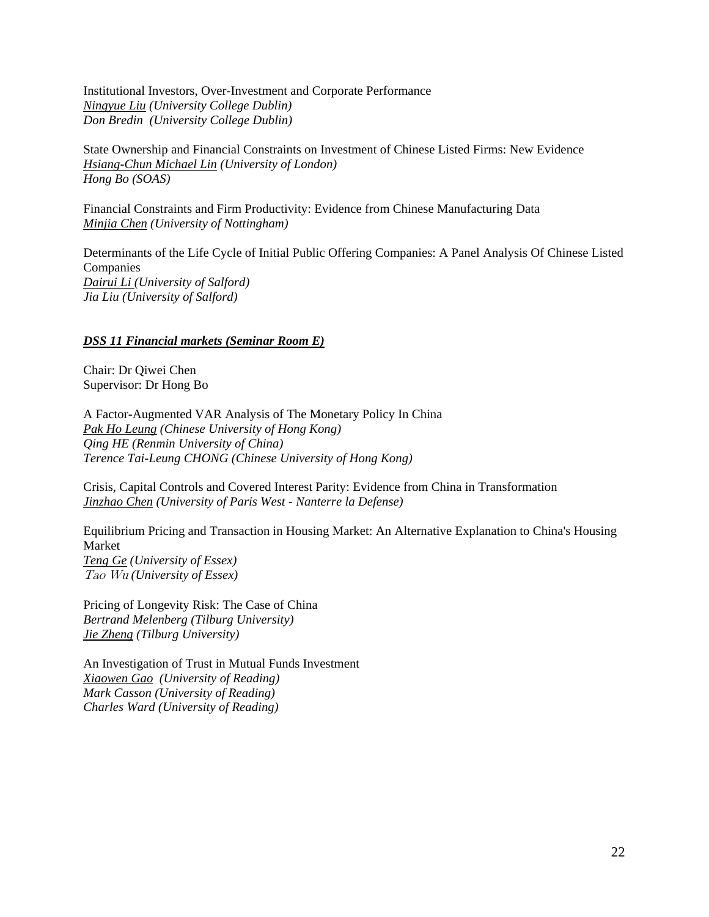Institutional Investors, Over-Investment and Corporate Performance
*Ningyue Liu (University College Dublin)*
*Don Bredin (University College Dublin)*

State Ownership and Financial Constraints on Investment of Chinese Listed Firms: New Evidence
*Hsiang-Chun Michael Lin (University of London)*
*Hong Bo (SOAS)*

Financial Constraints and Firm Productivity: Evidence from Chinese Manufacturing Data
*Minjia Chen (University of Nottingham)*

Determinants of the Life Cycle of Initial Public Offering Companies: A Panel Analysis Of Chinese Listed Companies
*Dairui Li (University of Salford)*
*Jia Liu (University of Salford)*

***DSS 11 Financial markets (Seminar Room E)***

Chair: Dr Qiwei Chen
Supervisor: Dr Hong Bo

A Factor-Augmented VAR Analysis of The Monetary Policy In China
*Pak Ho Leung (Chinese University of Hong Kong)*
*Qing HE (Renmin University of China)*
*Terence Tai-Leung CHONG (Chinese University of Hong Kong)*

Crisis, Capital Controls and Covered Interest Parity: Evidence from China in Transformation
*Jinzhao Chen (University of Paris West - Nanterre la Defense)*

Equilibrium Pricing and Transaction in Housing Market: An Alternative Explanation to China's Housing Market
*Teng Ge (University of Essex)*
*Tao Wu (University of Essex)*

Pricing of Longevity Risk: The Case of China
*Bertrand Melenberg (Tilburg University)*
*Jie Zheng (Tilburg University)*

An Investigation of Trust in Mutual Funds Investment
*Xiaowen Gao (University of Reading)*
*Mark Casson (University of Reading)*
*Charles Ward (University of Reading)*